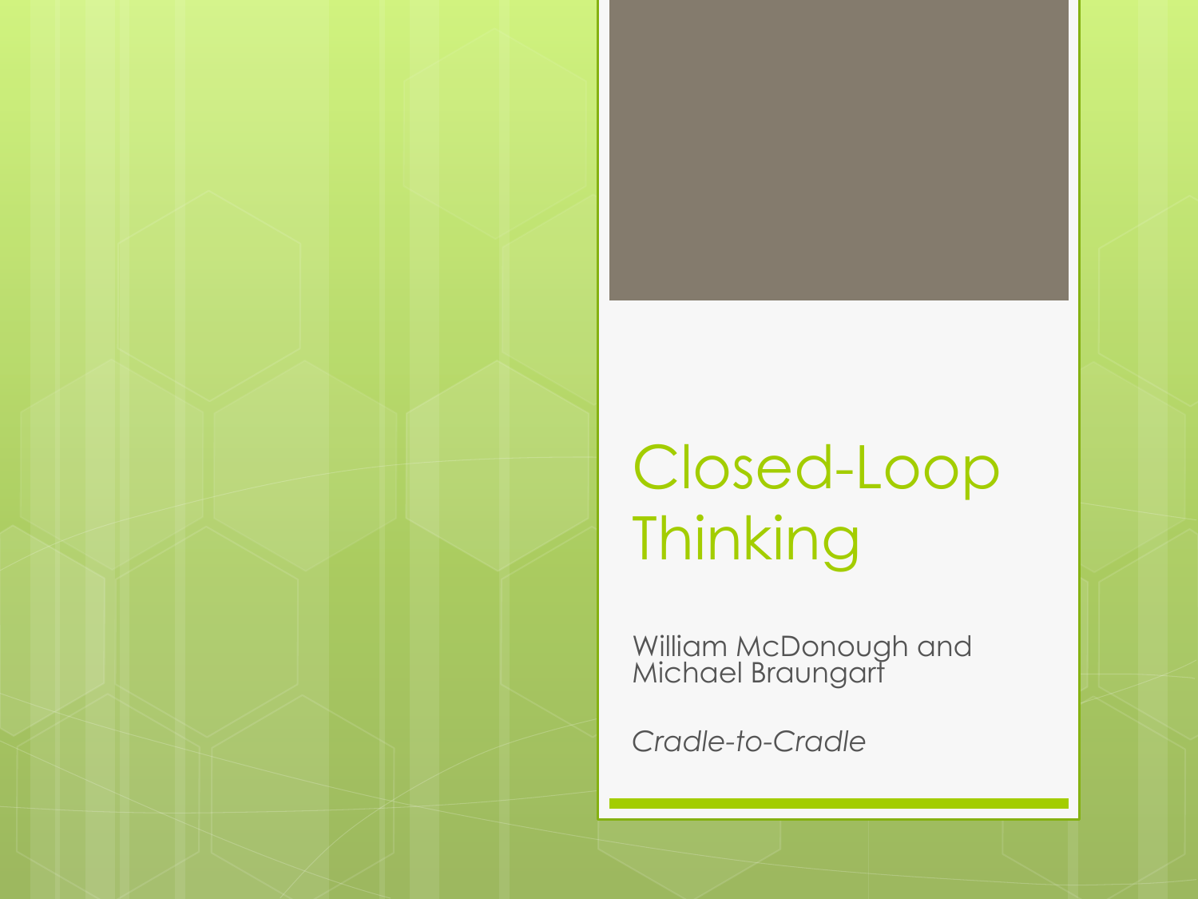# Closed-Loop Thinking

William McDonough and Michael Braungart

*Cradle-to-Cradle*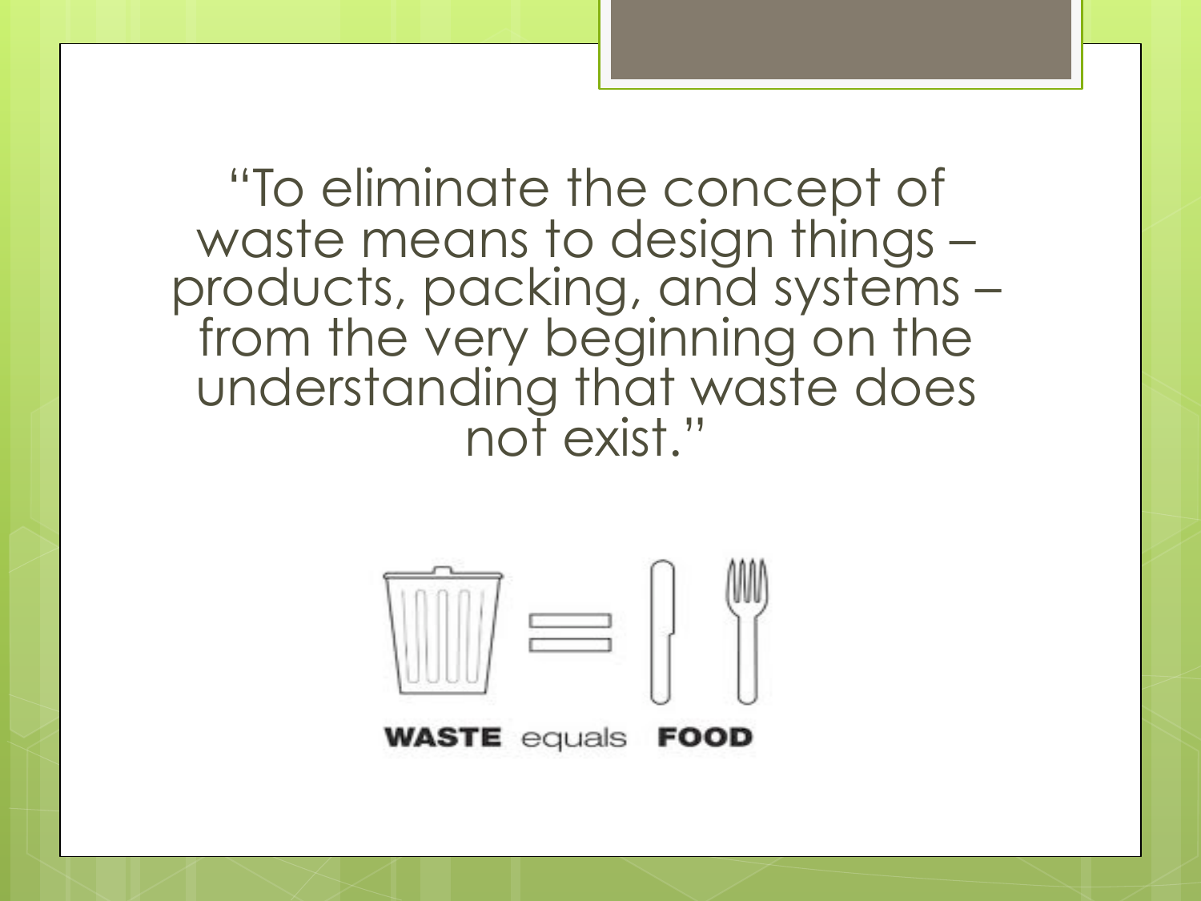"To eliminate the concept of waste means to design things – products, packing, and systems – from the very beginning on the understanding that waste does not exist."

**WASTE** equals **FOOD**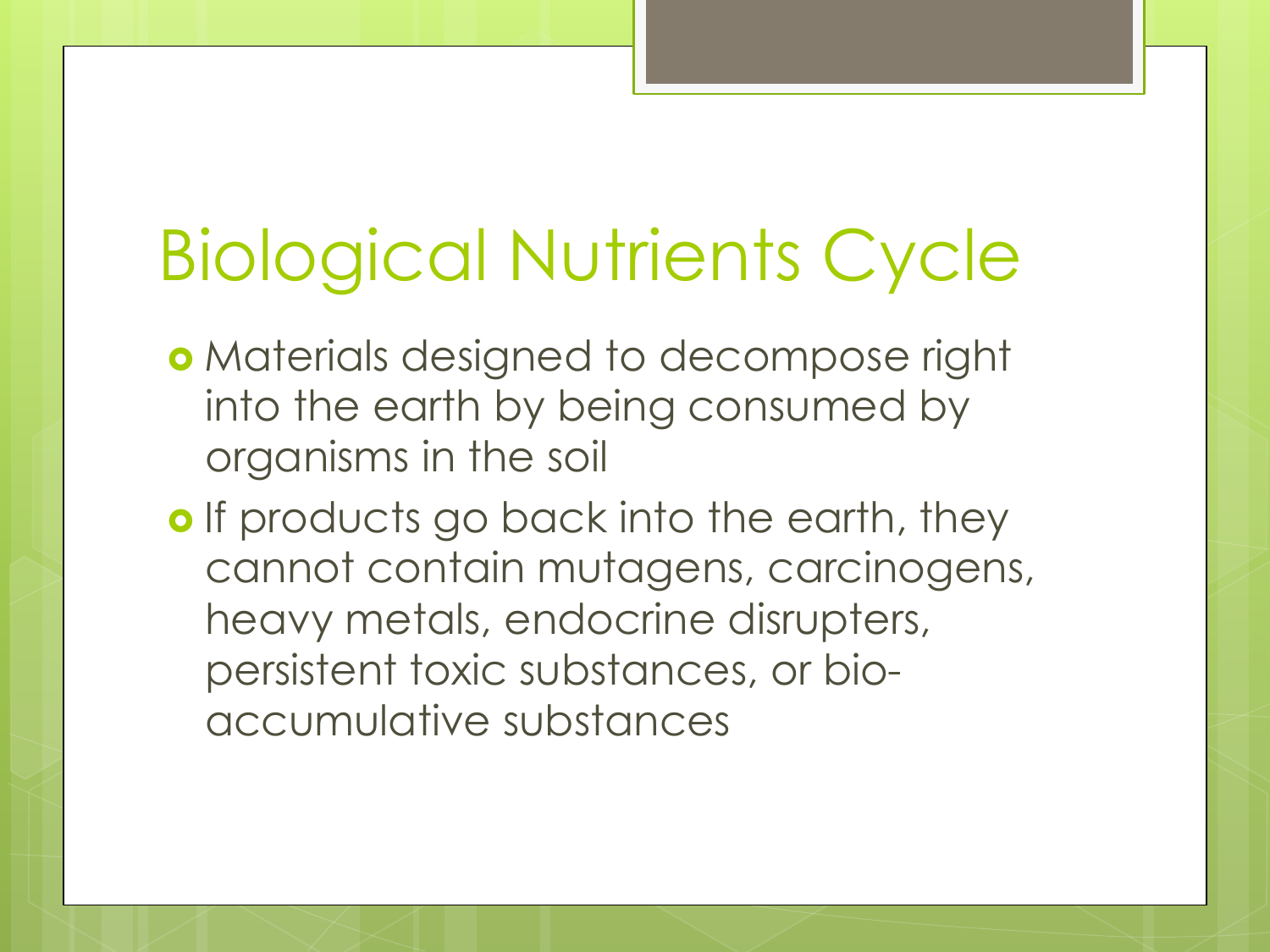# Biological Nutrients Cycle

- Materials designed to decompose right into the earth by being consumed by organisms in the soil
- If products go back into the earth, they cannot contain mutagens, carcinogens, heavy metals, endocrine disrupters, persistent toxic substances, or bio-accumulative substances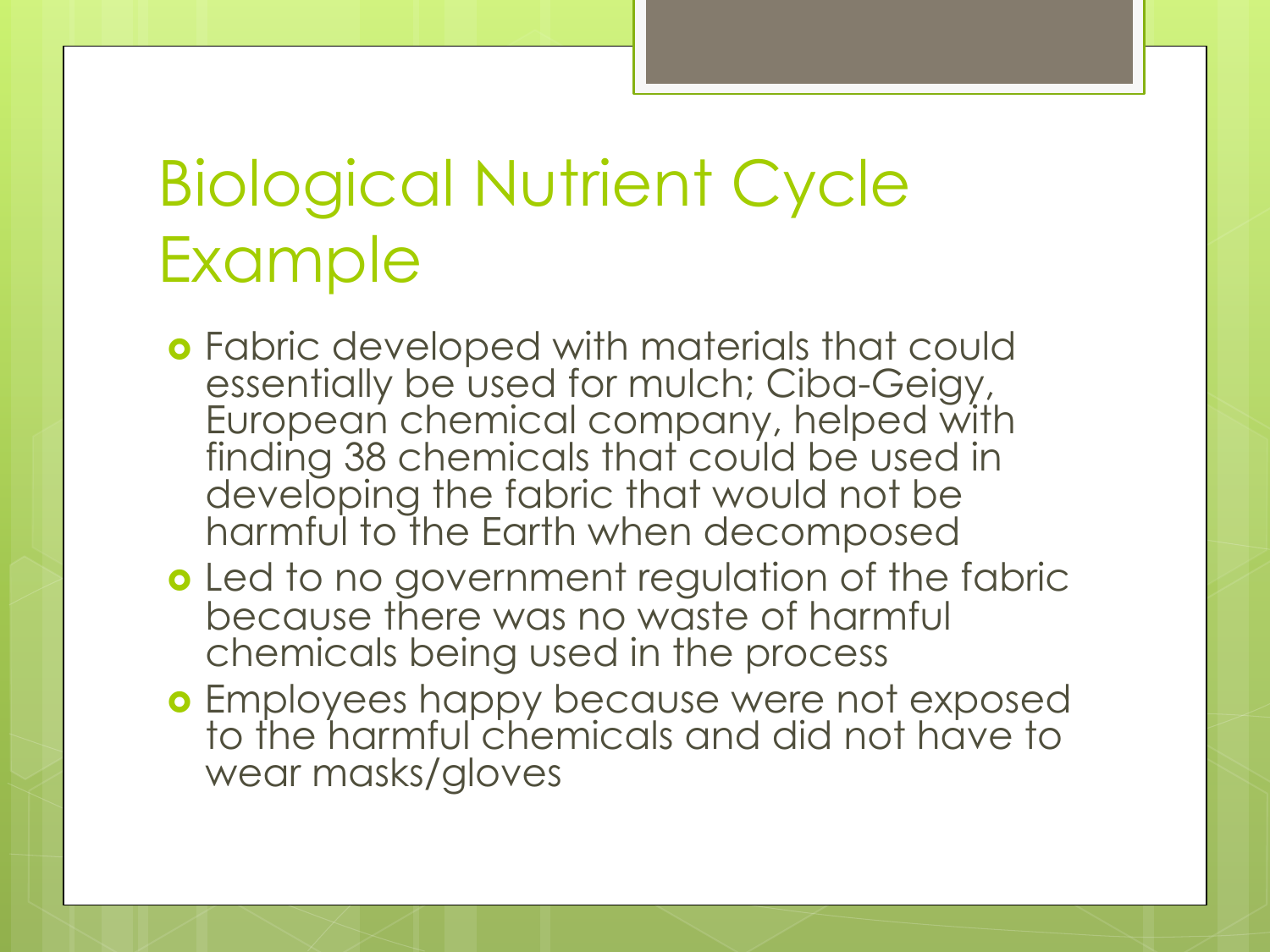# Biological Nutrient Cycle Example

- Fabric developed with materials that could essentially be used for mulch; Ciba-Geigy, European chemical company, helped with finding 38 chemicals that could be used in developing the fabric that would not be harmful to the Earth when decomposed
- Led to no government regulation of the fabric because there was no waste of harmful chemicals being used in the process
- Employees happy because were not exposed to the harmful chemicals and did not have to wear masks/gloves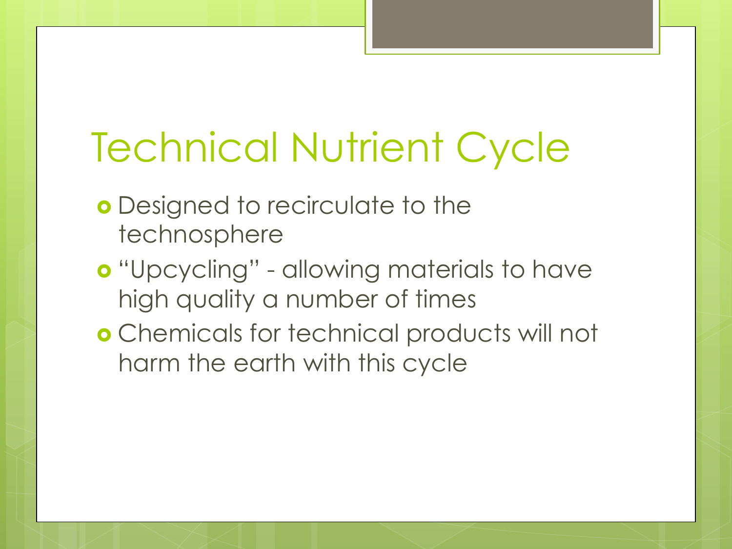# Technical Nutrient Cycle

- Designed to recirculate to the technosphere
- "Upcycling" - allowing materials to have high quality a number of times
- Chemicals for technical products will not harm the earth with this cycle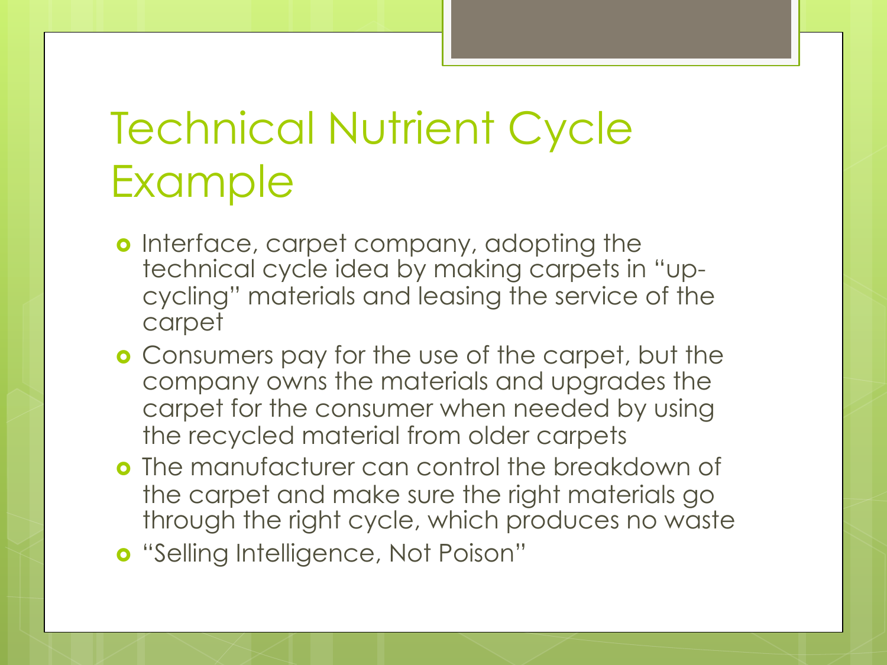# Technical Nutrient Cycle Example

- Interface, carpet company, adopting the technical cycle idea by making carpets in "up-cycling" materials and leasing the service of the carpet
- Consumers pay for the use of the carpet, but the company owns the materials and upgrades the carpet for the consumer when needed by using the recycled material from older carpets
- The manufacturer can control the breakdown of the carpet and make sure the right materials go through the right cycle, which produces no waste
- "Selling Intelligence, Not Poison"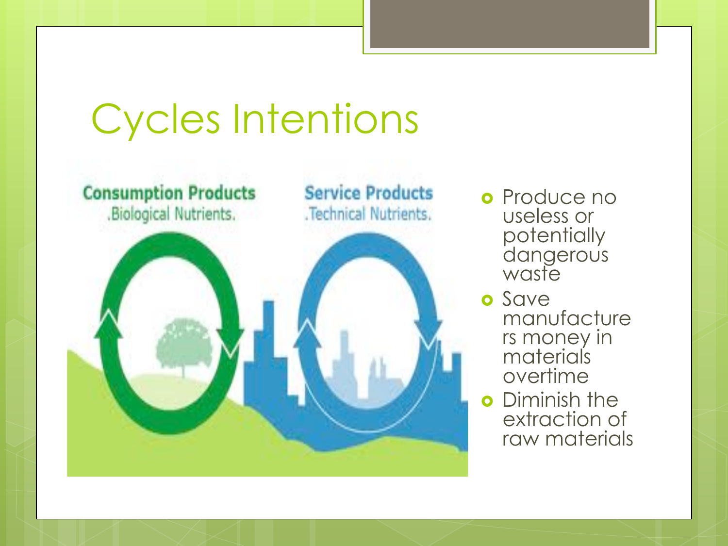# Cycles Intentions

**Consumption Products**
.Biological Nutrients.

**Service Products**
.Technical Nutrients.

- Produce no useless or potentially dangerous waste
- Save manufacturers money in materials overtime
- Diminish the extraction of raw materials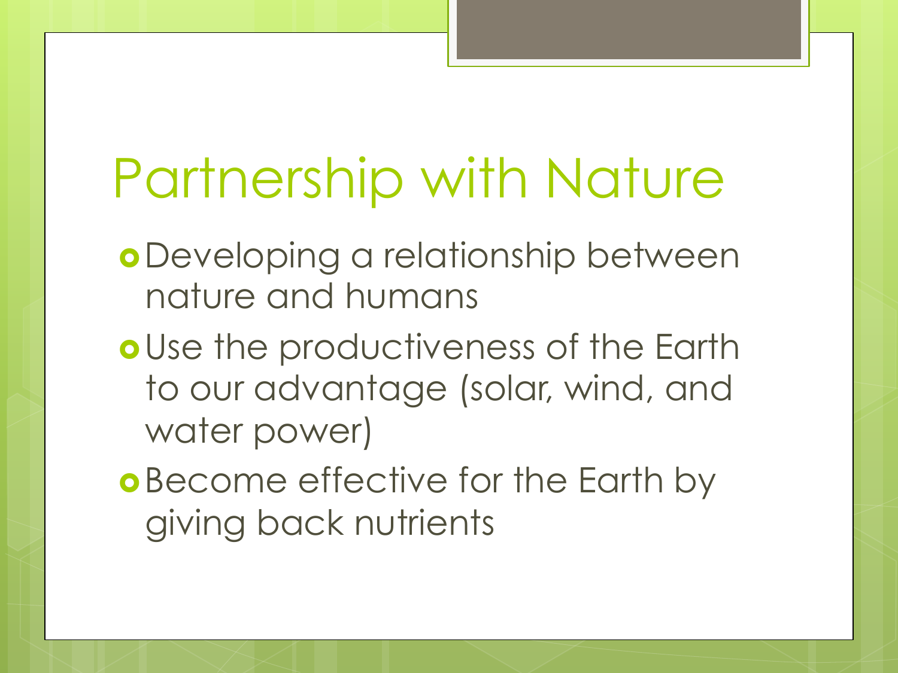# Partnership with Nature

- Developing a relationship between nature and humans
- Use the productiveness of the Earth to our advantage (solar, wind, and water power)
- Become effective for the Earth by giving back nutrients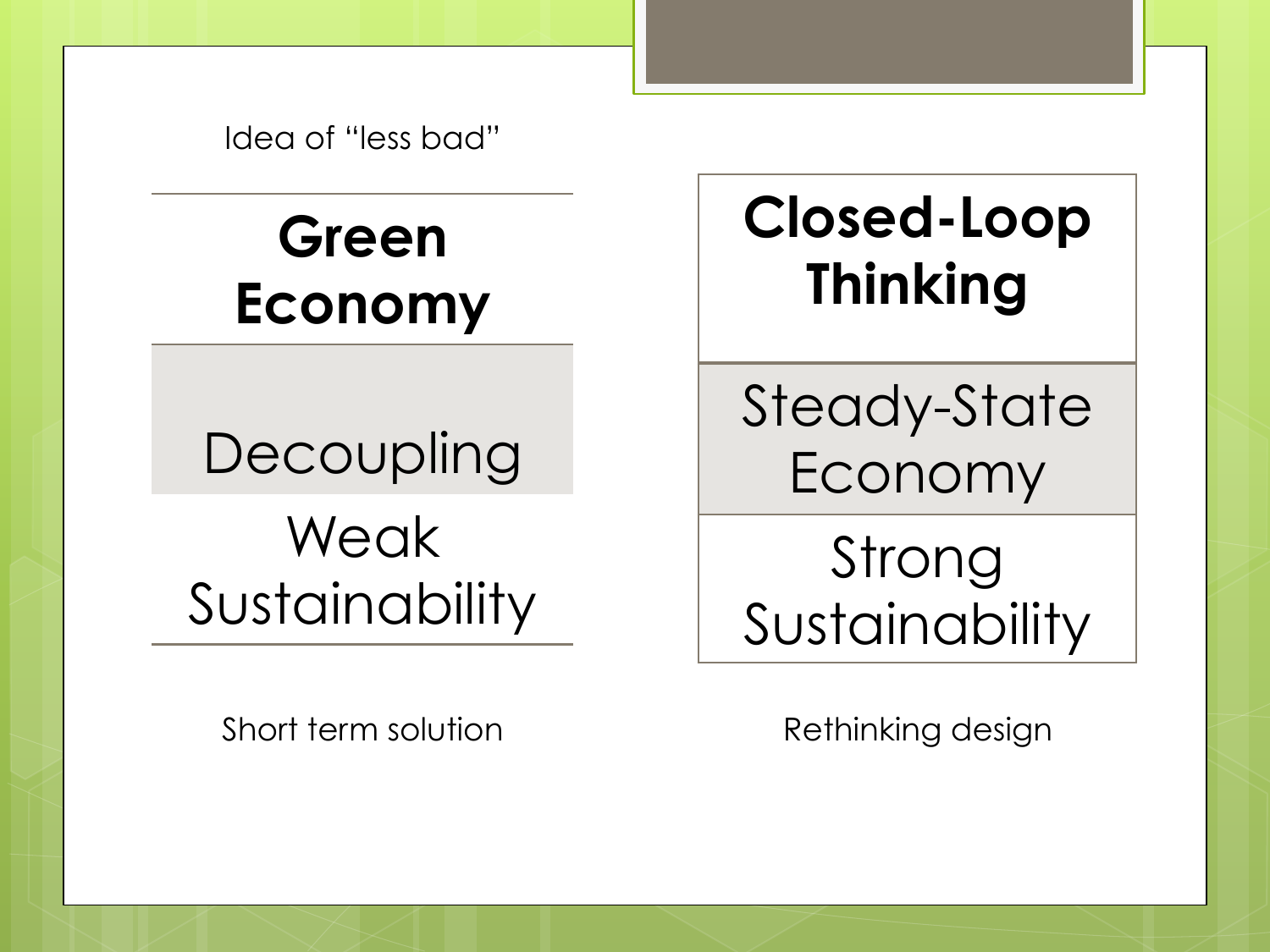| Idea of "less bad" | |
| --- | --- |
| **Green Economy** | **Closed-Loop Thinking** |
| Decoupling | Steady-State Economy |
| Weak Sustainability | Strong Sustainability |
| Short term solution | Rethinking design |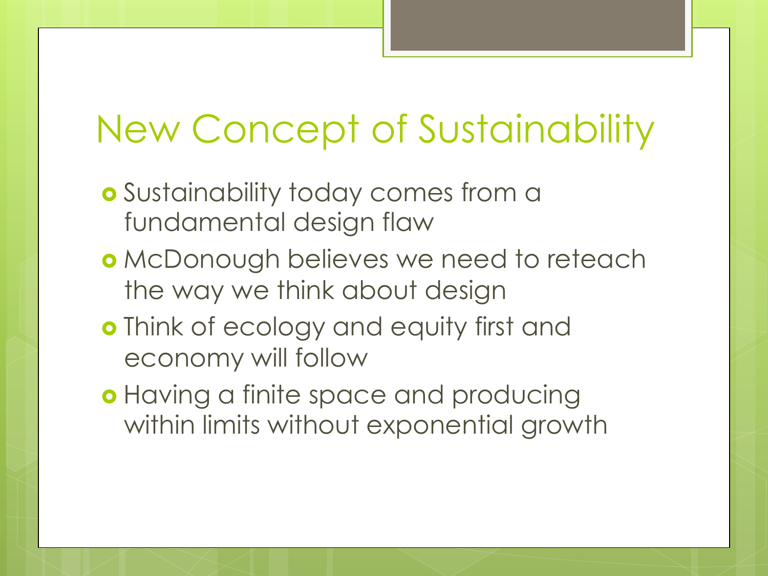# New Concept of Sustainability

- Sustainability today comes from a fundamental design flaw
- McDonough believes we need to reteach the way we think about design
- Think of ecology and equity first and economy will follow
- Having a finite space and producing within limits without exponential growth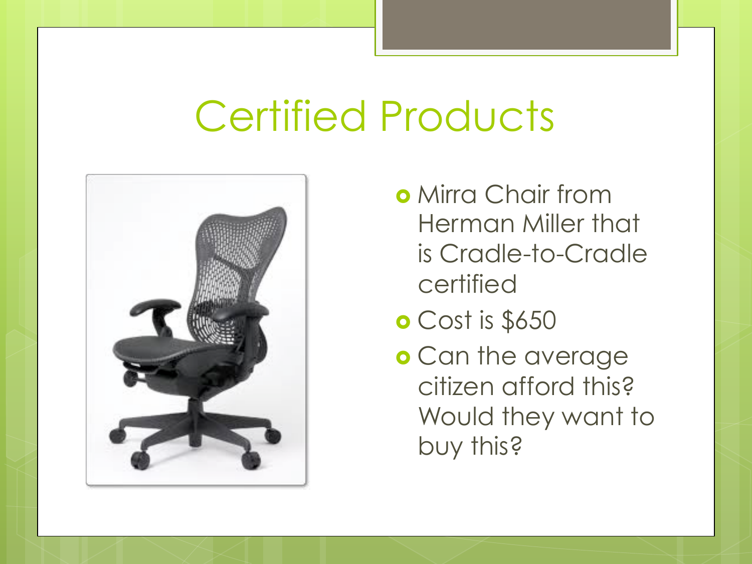# Certified Products

- Mirra Chair from Herman Miller that is Cradle-to-Cradle certified
- Cost is $650
- Can the average citizen afford this? Would they want to buy this?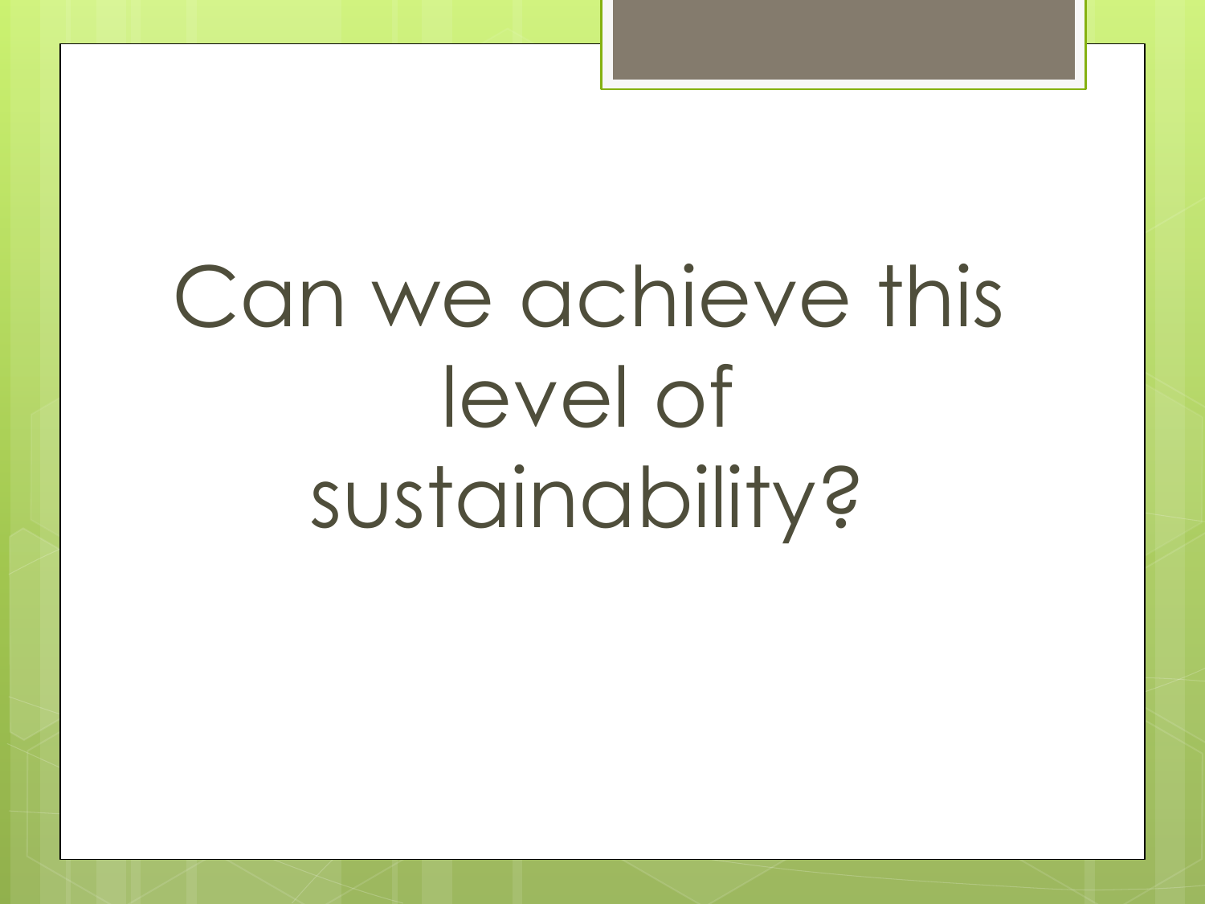# Can we achieve this level of sustainability?